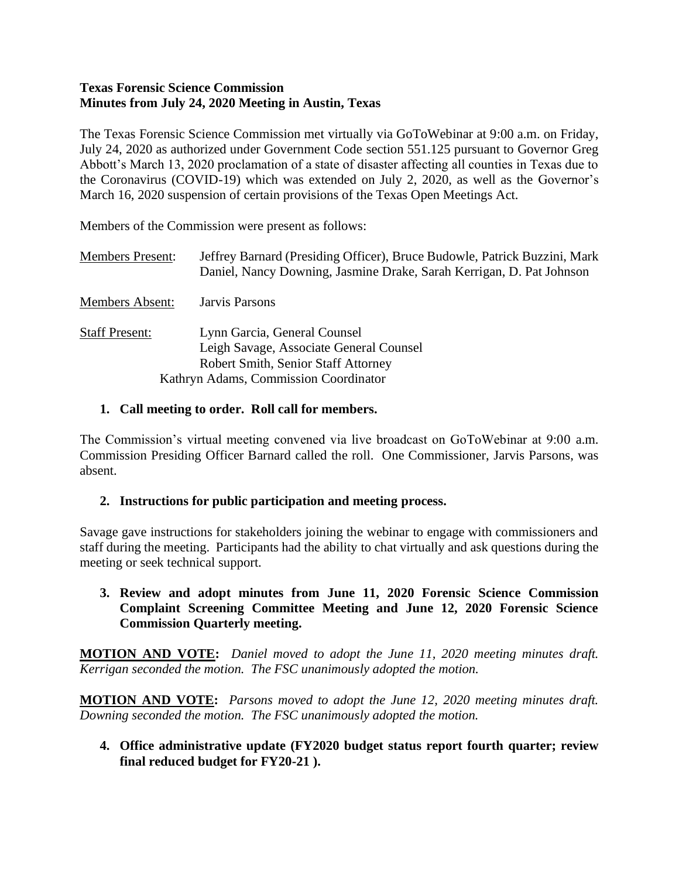**Texas Forensic Science Commission**
**Minutes from July 24, 2020 Meeting in Austin, Texas**

The Texas Forensic Science Commission met virtually via GoToWebinar at 9:00 a.m. on Friday, July 24, 2020 as authorized under Government Code section 551.125 pursuant to Governor Greg Abbott's March 13, 2020 proclamation of a state of disaster affecting all counties in Texas due to the Coronavirus (COVID-19) which was extended on July 2, 2020, as well as the Governor's March 16, 2020 suspension of certain provisions of the Texas Open Meetings Act.

Members of the Commission were present as follows:

| | |
|---|---|
| Members Present: | Jeffrey Barnard (Presiding Officer), Bruce Budowle, Patrick Buzzini, Mark Daniel, Nancy Downing, Jasmine Drake, Sarah Kerrigan, D. Pat Johnson |
| Members Absent: | Jarvis Parsons |
| Staff Present: | Lynn Garcia, General Counsel<br>Leigh Savage, Associate General Counsel<br>Robert Smith, Senior Staff Attorney<br>Kathryn Adams, Commission Coordinator |

1. **Call meeting to order. Roll call for members.**

The Commission's virtual meeting convened via live broadcast on GoToWebinar at 9:00 a.m. Commission Presiding Officer Barnard called the roll. One Commissioner, Jarvis Parsons, was absent.

2. **Instructions for public participation and meeting process.**

Savage gave instructions for stakeholders joining the webinar to engage with commissioners and staff during the meeting. Participants had the ability to chat virtually and ask questions during the meeting or seek technical support.

3. **Review and adopt minutes from June 11, 2020 Forensic Science Commission Complaint Screening Committee Meeting and June 12, 2020 Forensic Science Commission Quarterly meeting.**

**MOTION AND VOTE:** *Daniel moved to adopt the June 11, 2020 meeting minutes draft. Kerrigan seconded the motion. The FSC unanimously adopted the motion.*

**MOTION AND VOTE:** *Parsons moved to adopt the June 12, 2020 meeting minutes draft. Downing seconded the motion. The FSC unanimously adopted the motion.*

4. **Office administrative update (FY2020 budget status report fourth quarter; review final reduced budget for FY20-21 ).**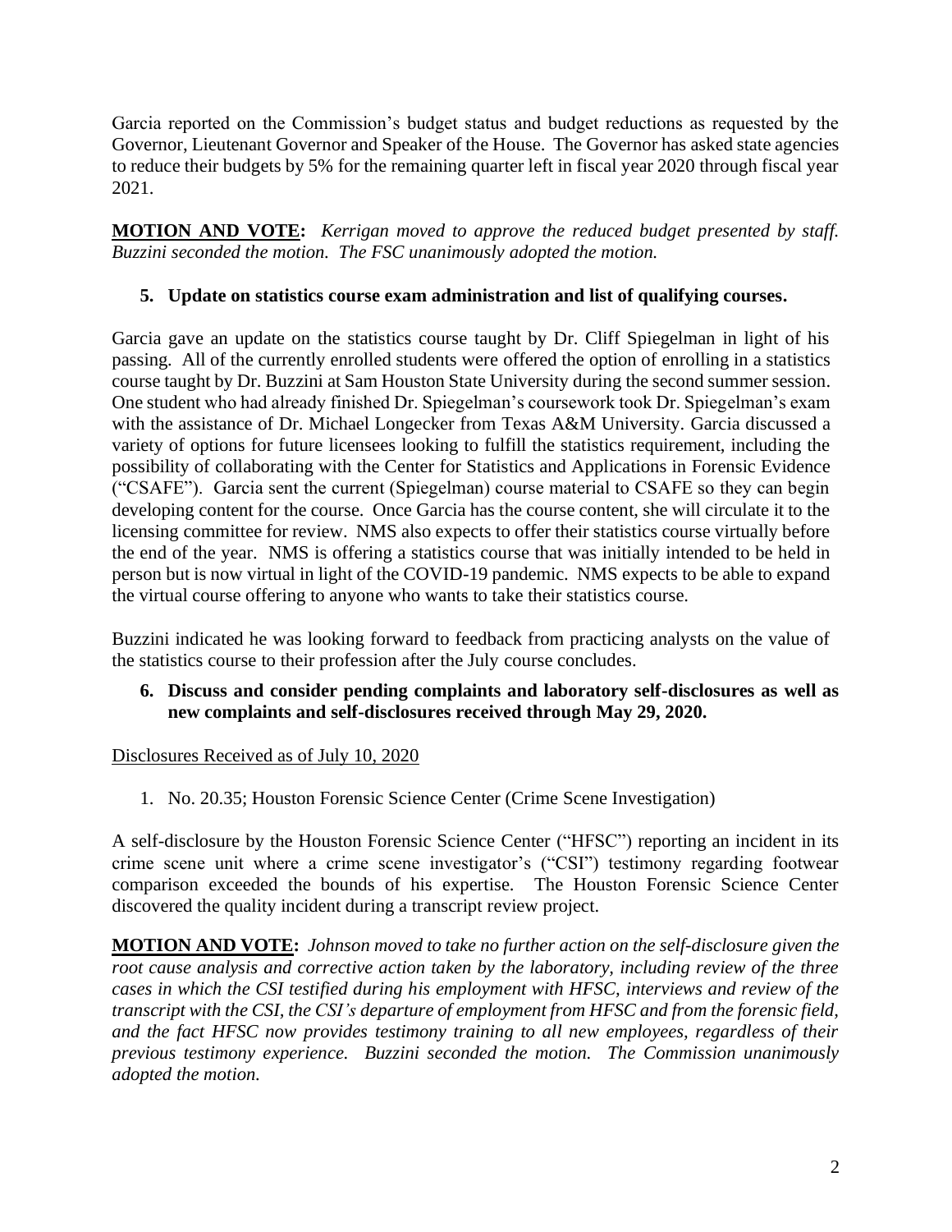Garcia reported on the Commission's budget status and budget reductions as requested by the Governor, Lieutenant Governor and Speaker of the House. The Governor has asked state agencies to reduce their budgets by 5% for the remaining quarter left in fiscal year 2020 through fiscal year 2021.

**MOTION AND VOTE:** *Kerrigan moved to approve the reduced budget presented by staff. Buzzini seconded the motion. The FSC unanimously adopted the motion.*

**5. Update on statistics course exam administration and list of qualifying courses.**

Garcia gave an update on the statistics course taught by Dr. Cliff Spiegelman in light of his passing. All of the currently enrolled students were offered the option of enrolling in a statistics course taught by Dr. Buzzini at Sam Houston State University during the second summer session. One student who had already finished Dr. Spiegelman's coursework took Dr. Spiegelman's exam with the assistance of Dr. Michael Longecker from Texas A&M University. Garcia discussed a variety of options for future licensees looking to fulfill the statistics requirement, including the possibility of collaborating with the Center for Statistics and Applications in Forensic Evidence ("CSAFE"). Garcia sent the current (Spiegelman) course material to CSAFE so they can begin developing content for the course. Once Garcia has the course content, she will circulate it to the licensing committee for review. NMS also expects to offer their statistics course virtually before the end of the year. NMS is offering a statistics course that was initially intended to be held in person but is now virtual in light of the COVID-19 pandemic. NMS expects to be able to expand the virtual course offering to anyone who wants to take their statistics course.

Buzzini indicated he was looking forward to feedback from practicing analysts on the value of the statistics course to their profession after the July course concludes.

**6. Discuss and consider pending complaints and laboratory self-disclosures as well as new complaints and self-disclosures received through May 29, 2020.**

<u>Disclosures Received as of July 10, 2020</u>

1. No. 20.35; Houston Forensic Science Center (Crime Scene Investigation)

A self-disclosure by the Houston Forensic Science Center ("HFSC") reporting an incident in its crime scene unit where a crime scene investigator's ("CSI") testimony regarding footwear comparison exceeded the bounds of his expertise. The Houston Forensic Science Center discovered the quality incident during a transcript review project.

**MOTION AND VOTE:** *Johnson moved to take no further action on the self-disclosure given the root cause analysis and corrective action taken by the laboratory, including review of the three cases in which the CSI testified during his employment with HFSC, interviews and review of the transcript with the CSI, the CSI's departure of employment from HFSC and from the forensic field, and the fact HFSC now provides testimony training to all new employees, regardless of their previous testimony experience. Buzzini seconded the motion. The Commission unanimously adopted the motion.*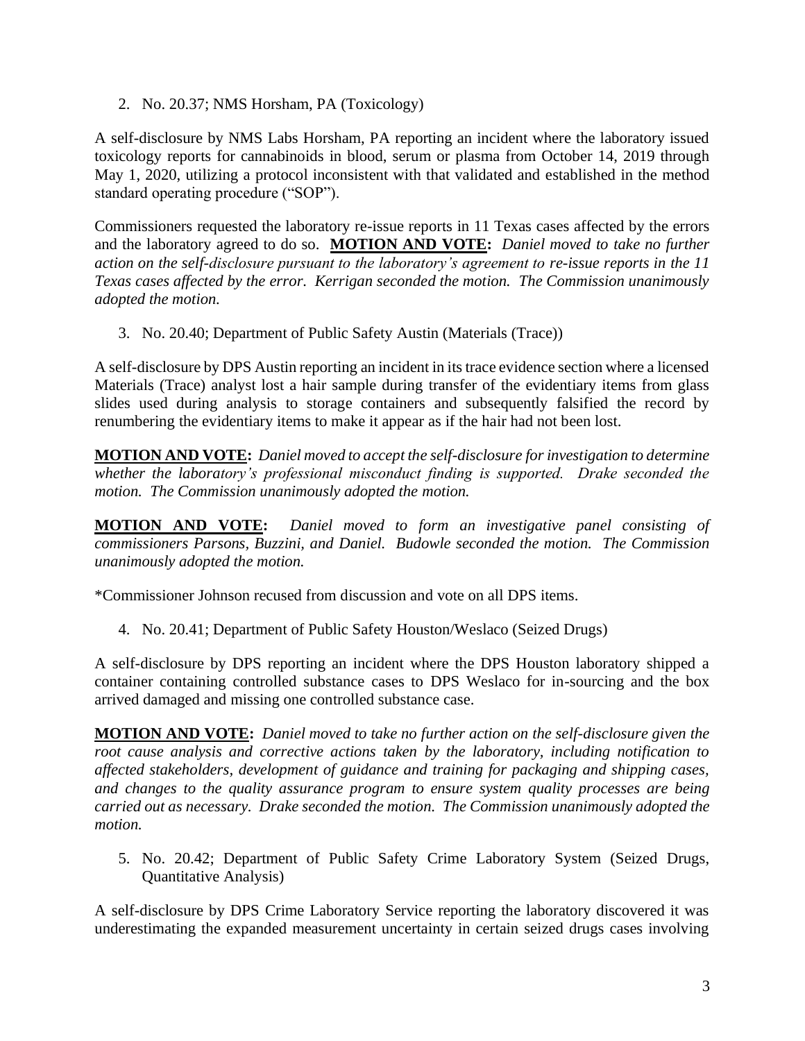2. No. 20.37; NMS Horsham, PA (Toxicology)

A self-disclosure by NMS Labs Horsham, PA reporting an incident where the laboratory issued toxicology reports for cannabinoids in blood, serum or plasma from October 14, 2019 through May 1, 2020, utilizing a protocol inconsistent with that validated and established in the method standard operating procedure ("SOP").

Commissioners requested the laboratory re-issue reports in 11 Texas cases affected by the errors and the laboratory agreed to do so. **MOTION AND VOTE:** *Daniel moved to take no further action on the self-disclosure pursuant to the laboratory's agreement to re-issue reports in the 11 Texas cases affected by the error. Kerrigan seconded the motion. The Commission unanimously adopted the motion.*

3. No. 20.40; Department of Public Safety Austin (Materials (Trace))

A self-disclosure by DPS Austin reporting an incident in its trace evidence section where a licensed Materials (Trace) analyst lost a hair sample during transfer of the evidentiary items from glass slides used during analysis to storage containers and subsequently falsified the record by renumbering the evidentiary items to make it appear as if the hair had not been lost.

**MOTION AND VOTE:** *Daniel moved to accept the self-disclosure for investigation to determine whether the laboratory's professional misconduct finding is supported. Drake seconded the motion. The Commission unanimously adopted the motion.*

**MOTION AND VOTE:** *Daniel moved to form an investigative panel consisting of commissioners Parsons, Buzzini, and Daniel. Budowle seconded the motion. The Commission unanimously adopted the motion.*

*Commissioner Johnson recused from discussion and vote on all DPS items.

4. No. 20.41; Department of Public Safety Houston/Weslaco (Seized Drugs)

A self-disclosure by DPS reporting an incident where the DPS Houston laboratory shipped a container containing controlled substance cases to DPS Weslaco for in-sourcing and the box arrived damaged and missing one controlled substance case.

**MOTION AND VOTE:** *Daniel moved to take no further action on the self-disclosure given the root cause analysis and corrective actions taken by the laboratory, including notification to affected stakeholders, development of guidance and training for packaging and shipping cases, and changes to the quality assurance program to ensure system quality processes are being carried out as necessary. Drake seconded the motion. The Commission unanimously adopted the motion.*

5. No. 20.42; Department of Public Safety Crime Laboratory System (Seized Drugs, Quantitative Analysis)

A self-disclosure by DPS Crime Laboratory Service reporting the laboratory discovered it was underestimating the expanded measurement uncertainty in certain seized drugs cases involving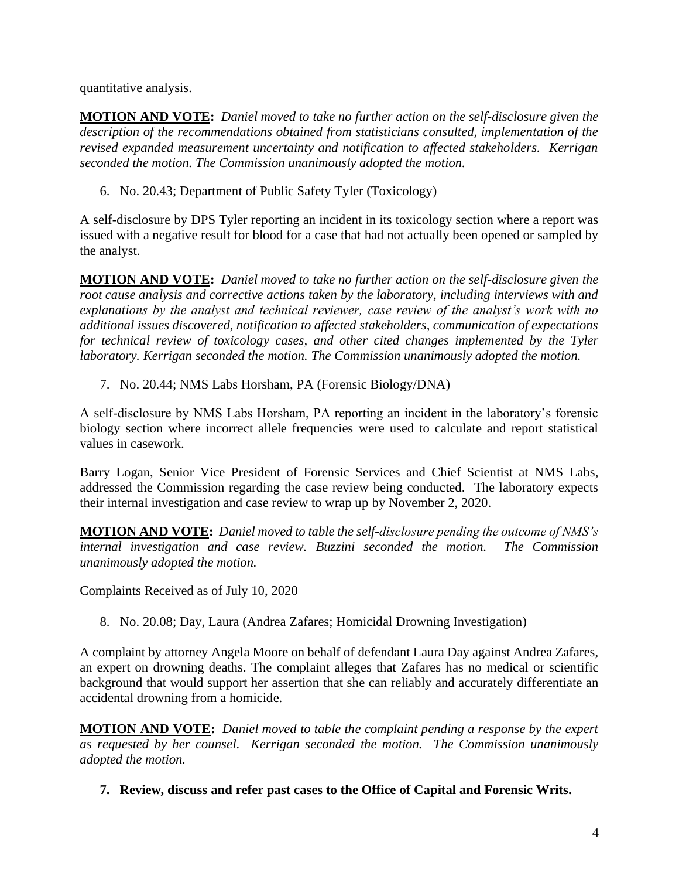quantitative analysis.

**MOTION AND VOTE:** *Daniel moved to take no further action on the self-disclosure given the description of the recommendations obtained from statisticians consulted, implementation of the revised expanded measurement uncertainty and notification to affected stakeholders. Kerrigan seconded the motion. The Commission unanimously adopted the motion.*

6. No. 20.43; Department of Public Safety Tyler (Toxicology)

A self-disclosure by DPS Tyler reporting an incident in its toxicology section where a report was issued with a negative result for blood for a case that had not actually been opened or sampled by the analyst.

**MOTION AND VOTE:** *Daniel moved to take no further action on the self-disclosure given the root cause analysis and corrective actions taken by the laboratory, including interviews with and explanations by the analyst and technical reviewer, case review of the analyst's work with no additional issues discovered, notification to affected stakeholders, communication of expectations for technical review of toxicology cases, and other cited changes implemented by the Tyler laboratory. Kerrigan seconded the motion. The Commission unanimously adopted the motion.*

7. No. 20.44; NMS Labs Horsham, PA (Forensic Biology/DNA)

A self-disclosure by NMS Labs Horsham, PA reporting an incident in the laboratory's forensic biology section where incorrect allele frequencies were used to calculate and report statistical values in casework.

Barry Logan, Senior Vice President of Forensic Services and Chief Scientist at NMS Labs, addressed the Commission regarding the case review being conducted. The laboratory expects their internal investigation and case review to wrap up by November 2, 2020.

**MOTION AND VOTE:** *Daniel moved to table the self-disclosure pending the outcome of NMS's internal investigation and case review. Buzzini seconded the motion. The Commission unanimously adopted the motion.*

Complaints Received as of July 10, 2020

8. No. 20.08; Day, Laura (Andrea Zafares; Homicidal Drowning Investigation)

A complaint by attorney Angela Moore on behalf of defendant Laura Day against Andrea Zafares, an expert on drowning deaths. The complaint alleges that Zafares has no medical or scientific background that would support her assertion that she can reliably and accurately differentiate an accidental drowning from a homicide.

**MOTION AND VOTE:** *Daniel moved to table the complaint pending a response by the expert as requested by her counsel. Kerrigan seconded the motion. The Commission unanimously adopted the motion.*

**7. Review, discuss and refer past cases to the Office of Capital and Forensic Writs.**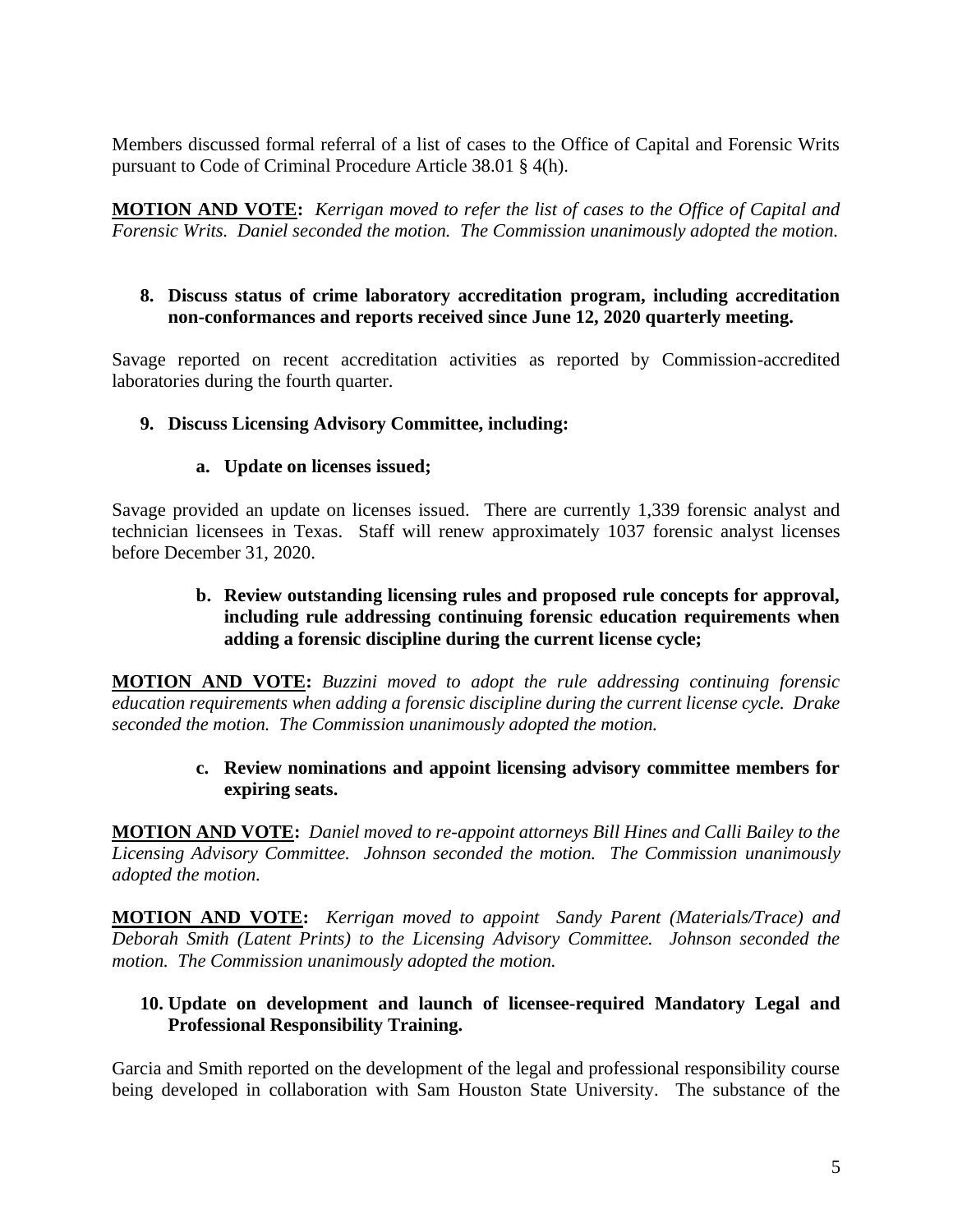Members discussed formal referral of a list of cases to the Office of Capital and Forensic Writs pursuant to Code of Criminal Procedure Article 38.01 § 4(h).

**MOTION AND VOTE:** *Kerrigan moved to refer the list of cases to the Office of Capital and Forensic Writs. Daniel seconded the motion. The Commission unanimously adopted the motion.*

**8. Discuss status of crime laboratory accreditation program, including accreditation non-conformances and reports received since June 12, 2020 quarterly meeting.**

Savage reported on recent accreditation activities as reported by Commission-accredited laboratories during the fourth quarter.

**9. Discuss Licensing Advisory Committee, including:**

**a. Update on licenses issued;**

Savage provided an update on licenses issued. There are currently 1,339 forensic analyst and technician licensees in Texas. Staff will renew approximately 1037 forensic analyst licenses before December 31, 2020.

**b. Review outstanding licensing rules and proposed rule concepts for approval, including rule addressing continuing forensic education requirements when adding a forensic discipline during the current license cycle;**

**MOTION AND VOTE:** *Buzzini moved to adopt the rule addressing continuing forensic education requirements when adding a forensic discipline during the current license cycle. Drake seconded the motion. The Commission unanimously adopted the motion.*

**c. Review nominations and appoint licensing advisory committee members for expiring seats.**

**MOTION AND VOTE:** *Daniel moved to re-appoint attorneys Bill Hines and Calli Bailey to the Licensing Advisory Committee. Johnson seconded the motion. The Commission unanimously adopted the motion.*

**MOTION AND VOTE:** *Kerrigan moved to appoint Sandy Parent (Materials/Trace) and Deborah Smith (Latent Prints) to the Licensing Advisory Committee. Johnson seconded the motion. The Commission unanimously adopted the motion.*

**10. Update on development and launch of licensee-required Mandatory Legal and Professional Responsibility Training.**

Garcia and Smith reported on the development of the legal and professional responsibility course being developed in collaboration with Sam Houston State University. The substance of the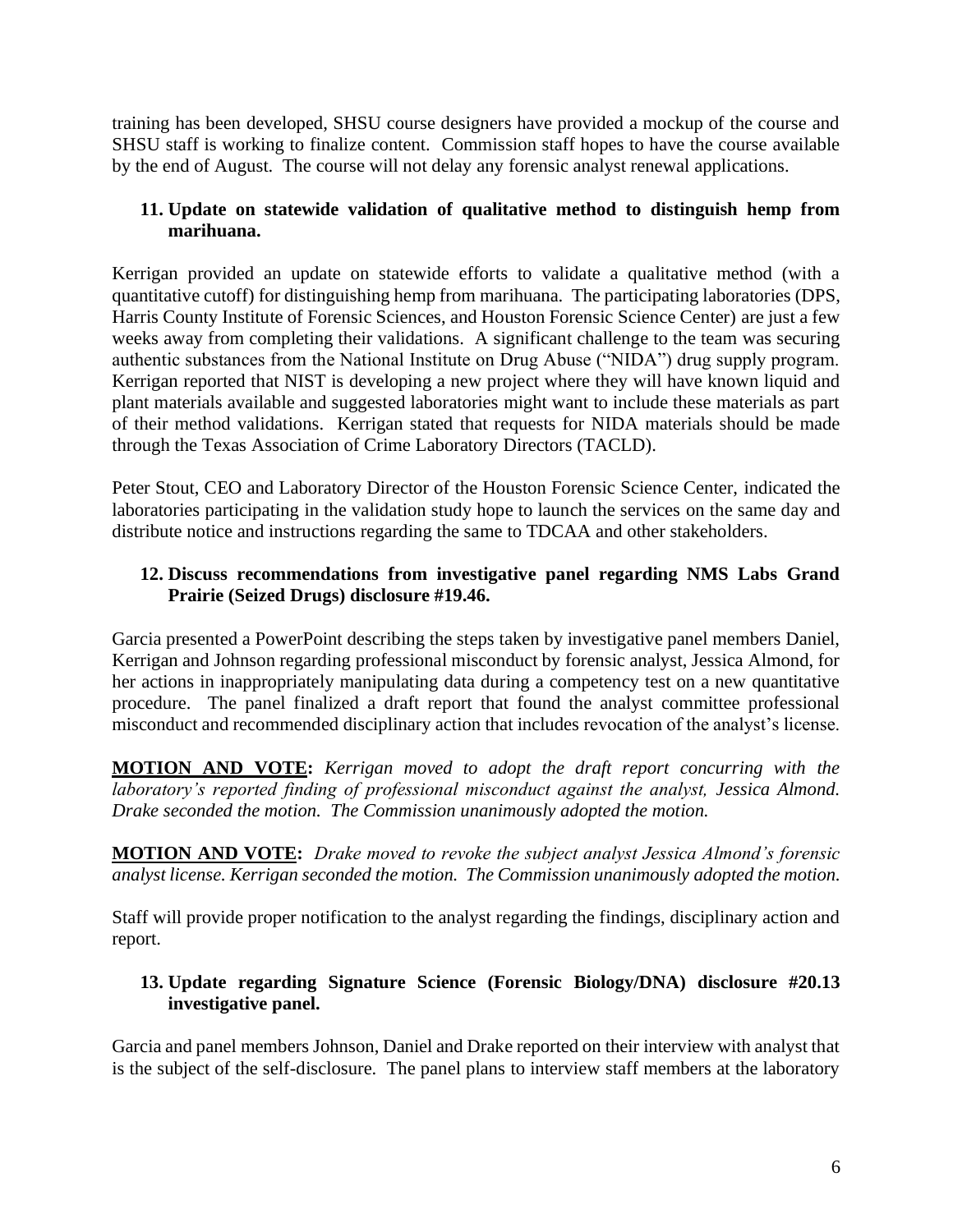training has been developed, SHSU course designers have provided a mockup of the course and SHSU staff is working to finalize content. Commission staff hopes to have the course available by the end of August. The course will not delay any forensic analyst renewal applications.

**11. Update on statewide validation of qualitative method to distinguish hemp from marihuana.**

Kerrigan provided an update on statewide efforts to validate a qualitative method (with a quantitative cutoff) for distinguishing hemp from marihuana. The participating laboratories (DPS, Harris County Institute of Forensic Sciences, and Houston Forensic Science Center) are just a few weeks away from completing their validations. A significant challenge to the team was securing authentic substances from the National Institute on Drug Abuse ("NIDA") drug supply program. Kerrigan reported that NIST is developing a new project where they will have known liquid and plant materials available and suggested laboratories might want to include these materials as part of their method validations. Kerrigan stated that requests for NIDA materials should be made through the Texas Association of Crime Laboratory Directors (TACLD).

Peter Stout, CEO and Laboratory Director of the Houston Forensic Science Center, indicated the laboratories participating in the validation study hope to launch the services on the same day and distribute notice and instructions regarding the same to TDCAA and other stakeholders.

**12. Discuss recommendations from investigative panel regarding NMS Labs Grand Prairie (Seized Drugs) disclosure #19.46.**

Garcia presented a PowerPoint describing the steps taken by investigative panel members Daniel, Kerrigan and Johnson regarding professional misconduct by forensic analyst, Jessica Almond, for her actions in inappropriately manipulating data during a competency test on a new quantitative procedure. The panel finalized a draft report that found the analyst committee professional misconduct and recommended disciplinary action that includes revocation of the analyst's license.

**MOTION AND VOTE:** *Kerrigan moved to adopt the draft report concurring with the laboratory's reported finding of professional misconduct against the analyst, Jessica Almond. Drake seconded the motion. The Commission unanimously adopted the motion.*

**MOTION AND VOTE:** *Drake moved to revoke the subject analyst Jessica Almond's forensic analyst license. Kerrigan seconded the motion. The Commission unanimously adopted the motion.*

Staff will provide proper notification to the analyst regarding the findings, disciplinary action and report.

**13. Update regarding Signature Science (Forensic Biology/DNA) disclosure #20.13 investigative panel.**

Garcia and panel members Johnson, Daniel and Drake reported on their interview with analyst that is the subject of the self-disclosure. The panel plans to interview staff members at the laboratory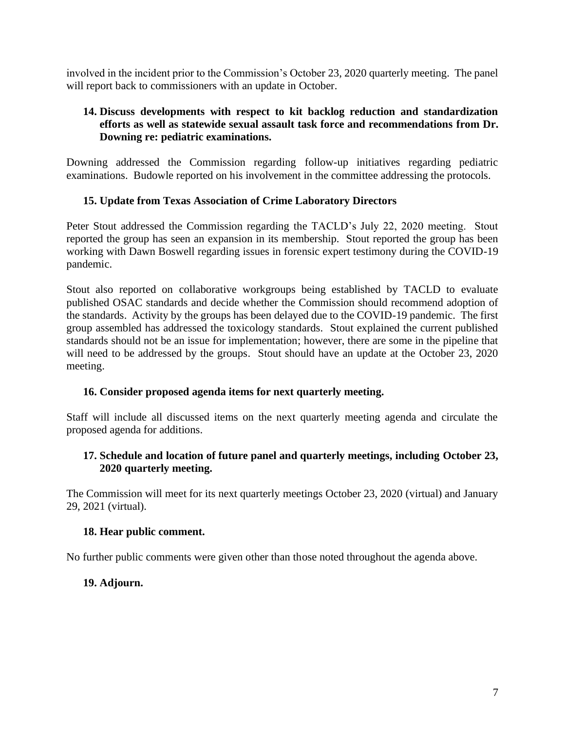involved in the incident prior to the Commission's October 23, 2020 quarterly meeting. The panel will report back to commissioners with an update in October.

**14. Discuss developments with respect to kit backlog reduction and standardization efforts as well as statewide sexual assault task force and recommendations from Dr. Downing re: pediatric examinations.**

Downing addressed the Commission regarding follow-up initiatives regarding pediatric examinations. Budowle reported on his involvement in the committee addressing the protocols.

**15. Update from Texas Association of Crime Laboratory Directors**

Peter Stout addressed the Commission regarding the TACLD's July 22, 2020 meeting. Stout reported the group has seen an expansion in its membership. Stout reported the group has been working with Dawn Boswell regarding issues in forensic expert testimony during the COVID-19 pandemic.

Stout also reported on collaborative workgroups being established by TACLD to evaluate published OSAC standards and decide whether the Commission should recommend adoption of the standards. Activity by the groups has been delayed due to the COVID-19 pandemic. The first group assembled has addressed the toxicology standards. Stout explained the current published standards should not be an issue for implementation; however, there are some in the pipeline that will need to be addressed by the groups. Stout should have an update at the October 23, 2020 meeting.

**16. Consider proposed agenda items for next quarterly meeting.**

Staff will include all discussed items on the next quarterly meeting agenda and circulate the proposed agenda for additions.

**17. Schedule and location of future panel and quarterly meetings, including October 23, 2020 quarterly meeting.**

The Commission will meet for its next quarterly meetings October 23, 2020 (virtual) and January 29, 2021 (virtual).

**18. Hear public comment.**

No further public comments were given other than those noted throughout the agenda above.

**19. Adjourn.**